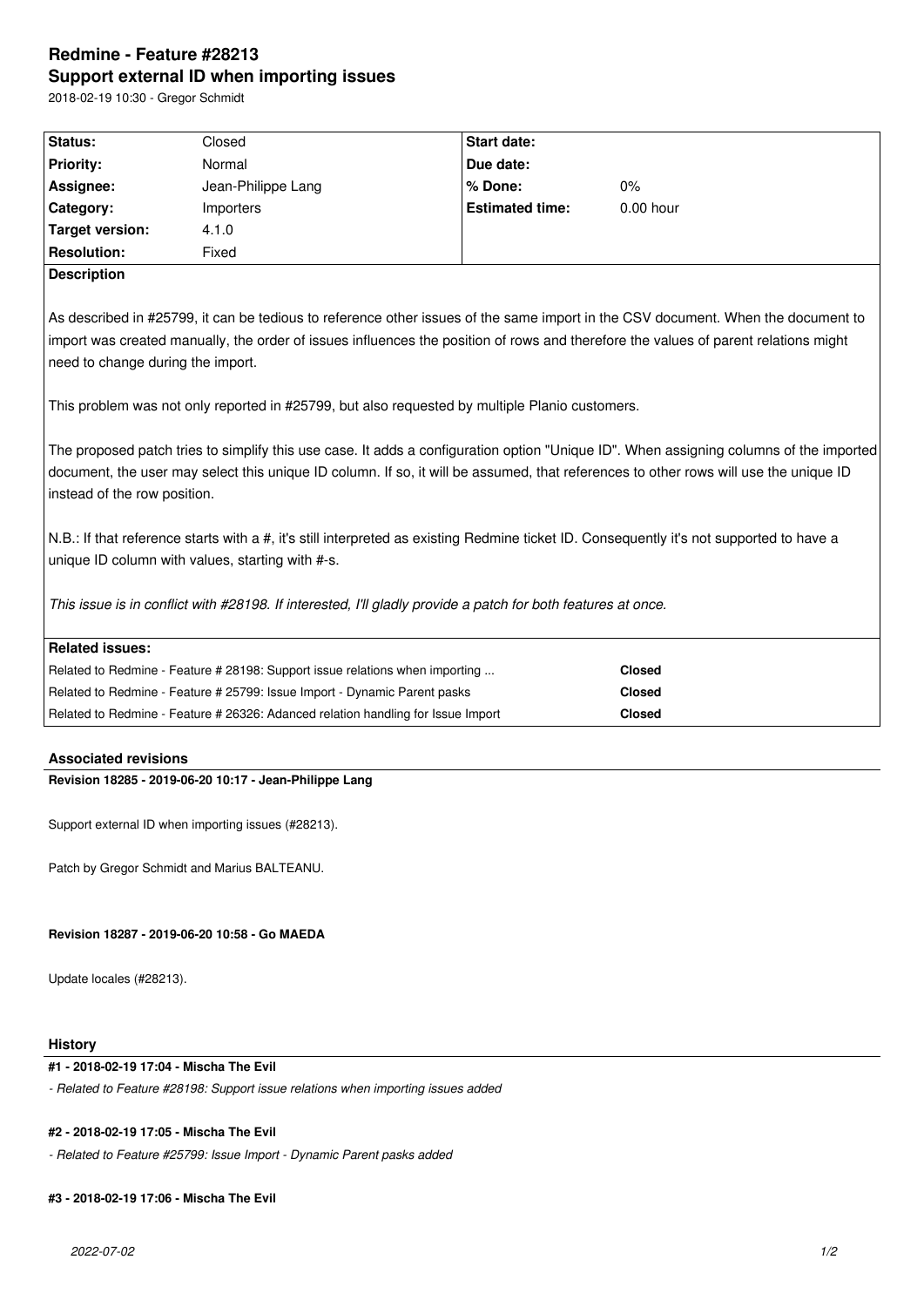# Redmine - Feature #28213

## Support external ID when importing issues

2018-02-19 10:30 - Gregor Schmidt

| | | | |
|---|---|---|---|
| **Status:** | Closed | **Start date:** | |
| **Priority:** | Normal | **Due date:** | |
| **Assignee:** | Jean-Philippe Lang | **% Done:** | 0% |
| **Category:** | Importers | **Estimated time:** | 0.00 hour |
| **Target version:** | 4.1.0 | | |
| **Resolution:** | Fixed | | |

**Description**

As described in #25799, it can be tedious to reference other issues of the same import in the CSV document. When the document to import was created manually, the order of issues influences the position of rows and therefore the values of parent relations might need to change during the import.

This problem was not only reported in #25799, but also requested by multiple Planio customers.

The proposed patch tries to simplify this use case. It adds a configuration option "Unique ID". When assigning columns of the imported document, the user may select this unique ID column. If so, it will be assumed, that references to other rows will use the unique ID instead of the row position.

N.B.: If that reference starts with a #, it's still interpreted as existing Redmine ticket ID. Consequently it's not supported to have a unique ID column with values, starting with #-s.

*This issue is in conflict with #28198. If interested, I'll gladly provide a patch for both features at once.*

**Related issues:**

| | |
|---|---|
| Related to Redmine - Feature # 28198: Support issue relations when importing ... | **Closed** |
| Related to Redmine - Feature # 25799: Issue Import - Dynamic Parent pasks | **Closed** |
| Related to Redmine - Feature # 26326: Adanced relation handling for Issue Import | **Closed** |

### Associated revisions

**Revision 18285 - 2019-06-20 10:17 - Jean-Philippe Lang**

Support external ID when importing issues (#28213).

Patch by Gregor Schmidt and Marius BALTEANU.

**Revision 18287 - 2019-06-20 10:58 - Go MAEDA**

Update locales (#28213).

### History

**#1 - 2018-02-19 17:04 - Mischa The Evil**

*- Related to Feature #28198: Support issue relations when importing issues added*

**#2 - 2018-02-19 17:05 - Mischa The Evil**

*- Related to Feature #25799: Issue Import - Dynamic Parent pasks added*

**#3 - 2018-02-19 17:06 - Mischa The Evil**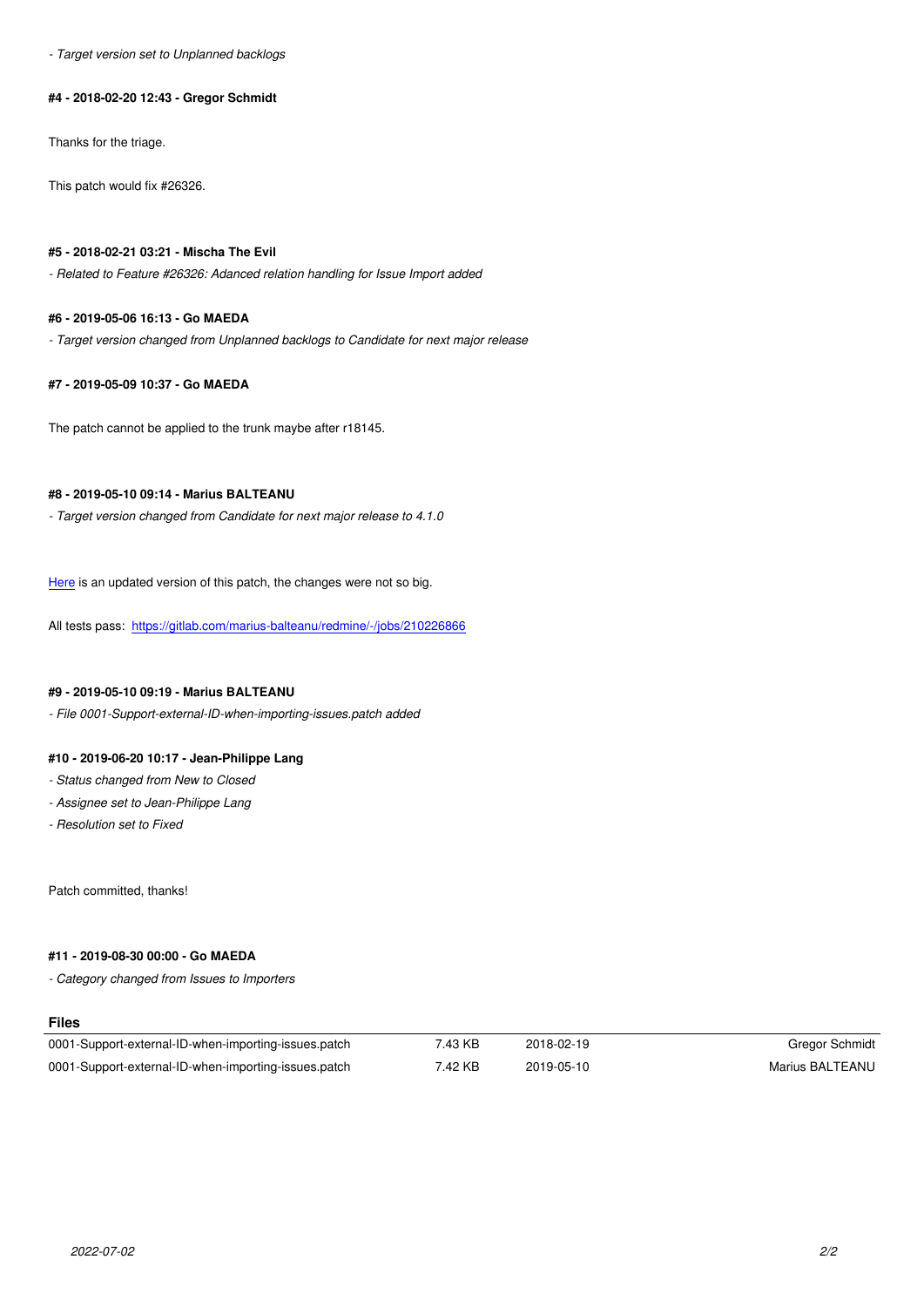*- Target version set to Unplanned backlogs*

#### #4 - 2018-02-20 12:43 - Gregor Schmidt

Thanks for the triage.

This patch would fix #26326.

#### #5 - 2018-02-21 03:21 - Mischa The Evil

*- Related to Feature #26326: Adanced relation handling for Issue Import added*

#### #6 - 2019-05-06 16:13 - Go MAEDA

*- Target version changed from Unplanned backlogs to Candidate for next major release*

#### #7 - 2019-05-09 10:37 - Go MAEDA

The patch cannot be applied to the trunk maybe after r18145.

#### #8 - 2019-05-10 09:14 - Marius BALTEANU

*- Target version changed from Candidate for next major release to 4.1.0*

Here is an updated version of this patch, the changes were not so big.

All tests pass: https://gitlab.com/marius-balteanu/redmine/-/jobs/210226866

#### #9 - 2019-05-10 09:19 - Marius BALTEANU

*- File 0001-Support-external-ID-when-importing-issues.patch added*

#### #10 - 2019-06-20 10:17 - Jean-Philippe Lang

*- Status changed from New to Closed*
*- Assignee set to Jean-Philippe Lang*
*- Resolution set to Fixed*

Patch committed, thanks!

#### #11 - 2019-08-30 00:00 - Go MAEDA

*- Category changed from Issues to Importers*

### Files

| | | | |
|---|---|---|---|
| 0001-Support-external-ID-when-importing-issues.patch | 7.43 KB | 2018-02-19 | Gregor Schmidt |
| 0001-Support-external-ID-when-importing-issues.patch | 7.42 KB | 2019-05-10 | Marius BALTEANU |